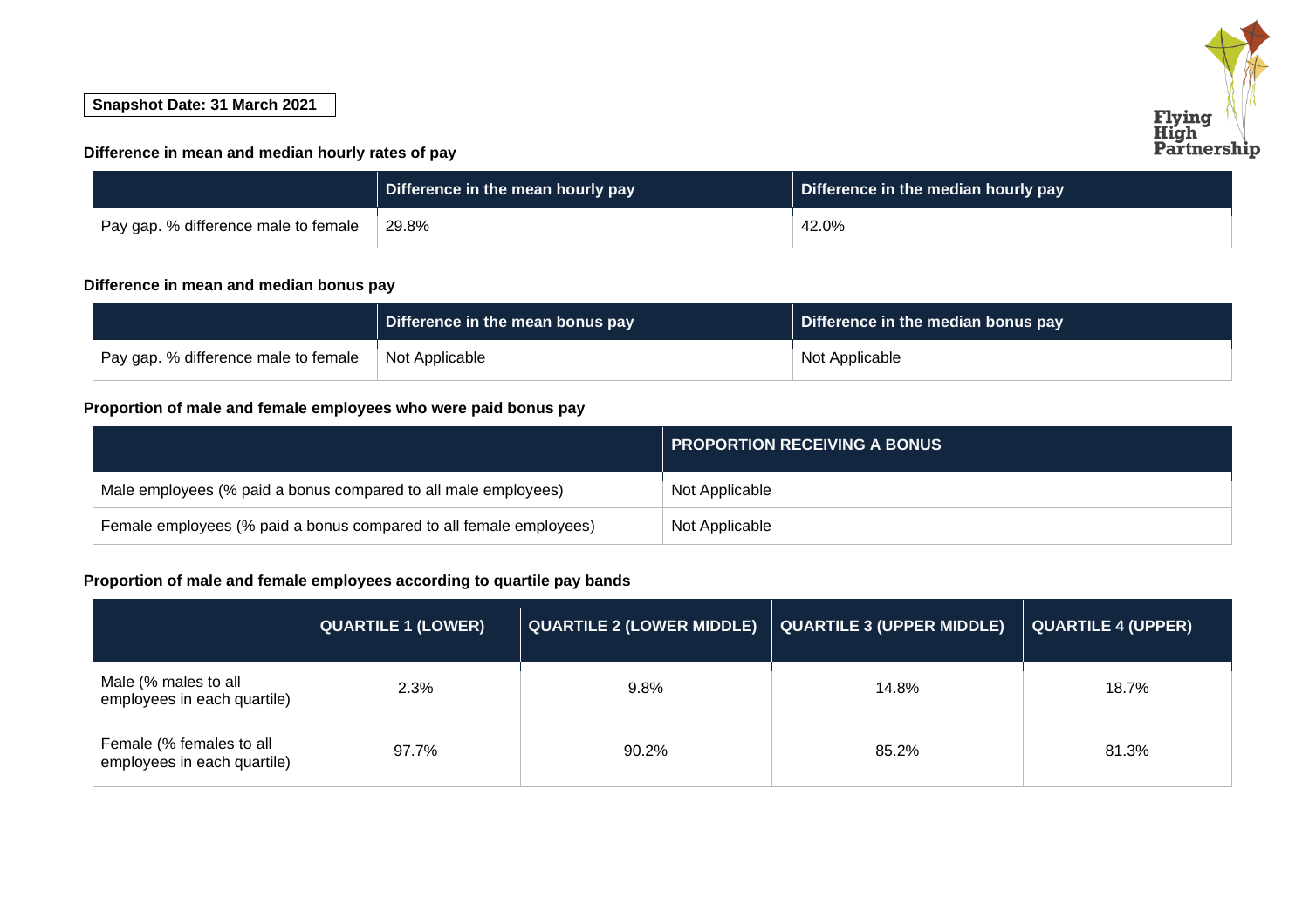**Snapshot Date: 31 March 2021**

Flying High Partnership

### Difference in mean and median hourly rates of pay

| | Difference in the mean hourly pay | Difference in the median hourly pay |
|---|---|---|
| Pay gap. % difference male to female | 29.8% | 42.0% |

### Difference in mean and median bonus pay

| | Difference in the mean bonus pay | Difference in the median bonus pay |
|---|---|---|
| Pay gap. % difference male to female | Not Applicable | Not Applicable |

### Proportion of male and female employees who were paid bonus pay

| | PROPORTION RECEIVING A BONUS |
|---|---|
| Male employees (% paid a bonus compared to all male employees) | Not Applicable |
| Female employees (% paid a bonus compared to all female employees) | Not Applicable |

### Proportion of male and female employees according to quartile pay bands

| | QUARTILE 1 (LOWER) | QUARTILE 2 (LOWER MIDDLE) | QUARTILE 3 (UPPER MIDDLE) | QUARTILE 4 (UPPER) |
|---|---|---|---|---|
| Male (% males to all employees in each quartile) | 2.3% | 9.8% | 14.8% | 18.7% |
| Female (% females to all employees in each quartile) | 97.7% | 90.2% | 85.2% | 81.3% |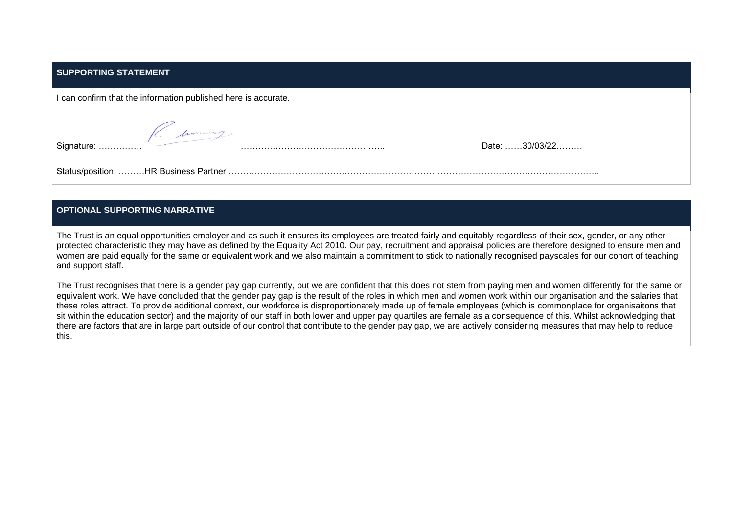## SUPPORTING STATEMENT

I can confirm that the information published here is accurate.

Signature: …………… …………………………………………….. Date: ……30/03/22………

Status/position: ………HR Business Partner ……………………………………………………………………………………………………………..

## OPTIONAL SUPPORTING NARRATIVE

The Trust is an equal opportunities employer and as such it ensures its employees are treated fairly and equitably regardless of their sex, gender, or any other protected characteristic they may have as defined by the Equality Act 2010. Our pay, recruitment and appraisal policies are therefore designed to ensure men and women are paid equally for the same or equivalent work and we also maintain a commitment to stick to nationally recognised payscales for our cohort of teaching and support staff.

The Trust recognises that there is a gender pay gap currently, but we are confident that this does not stem from paying men and women differently for the same or equivalent work. We have concluded that the gender pay gap is the result of the roles in which men and women work within our organisation and the salaries that these roles attract. To provide additional context, our workforce is disproportionately made up of female employees (which is commonplace for organisaitons that sit within the education sector) and the majority of our staff in both lower and upper pay quartiles are female as a consequence of this. Whilst acknowledging that there are factors that are in large part outside of our control that contribute to the gender pay gap, we are actively considering measures that may help to reduce this.